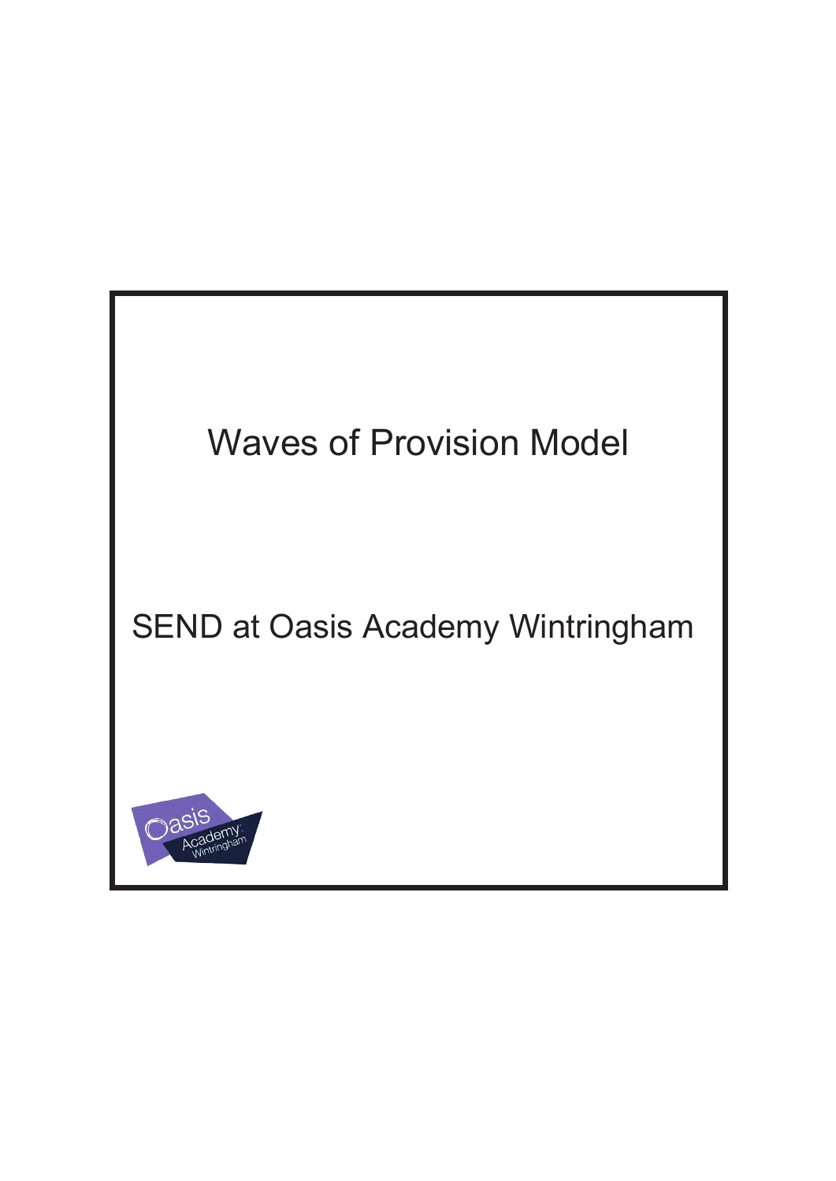# Waves of Provision Model

## SEND at Oasis Academy Wintringham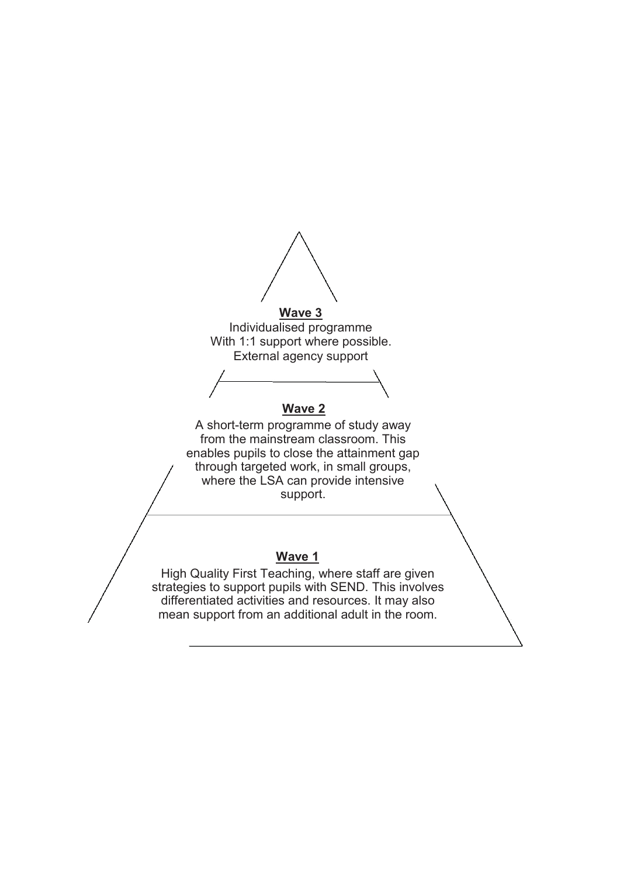**Wave 3**

Individualised programme
With 1:1 support where possible.
External agency support

**Wave 2**

A short-term programme of study away from the mainstream classroom. This enables pupils to close the attainment gap through targeted work, in small groups, where the LSA can provide intensive support.

**Wave 1**

High Quality First Teaching, where staff are given strategies to support pupils with SEND. This involves differentiated activities and resources. It may also mean support from an additional adult in the room.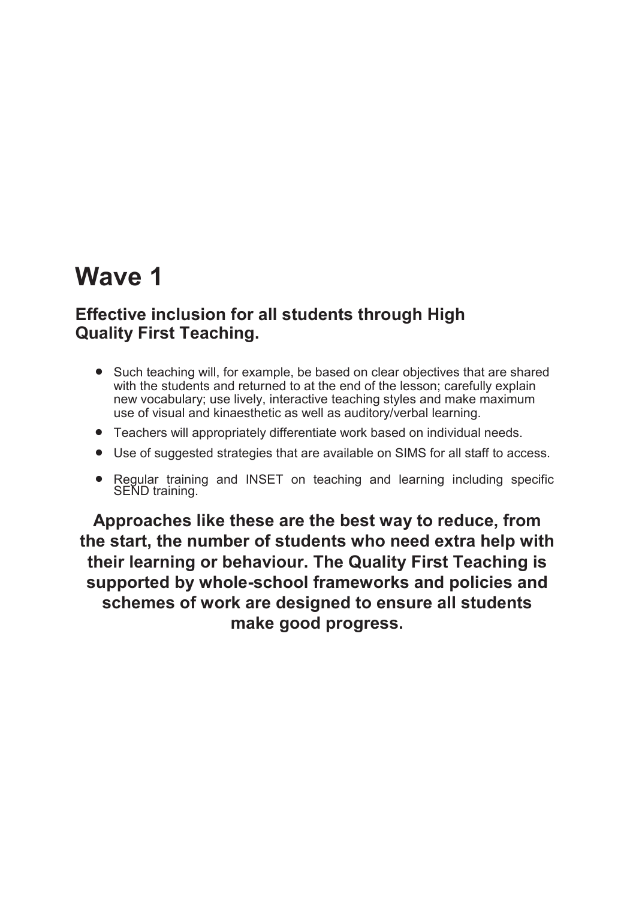# Wave 1

### Effective inclusion for all students through High Quality First Teaching.

- Such teaching will, for example, be based on clear objectives that are shared with the students and returned to at the end of the lesson; carefully explain new vocabulary; use lively, interactive teaching styles and make maximum use of visual and kinaesthetic as well as auditory/verbal learning.
- Teachers will appropriately differentiate work based on individual needs.
- Use of suggested strategies that are available on SIMS for all staff to access.
- Regular training and INSET on teaching and learning including specific SEND training.

**Approaches like these are the best way to reduce, from the start, the number of students who need extra help with their learning or behaviour. The Quality First Teaching is supported by whole-school frameworks and policies and schemes of work are designed to ensure all students make good progress.**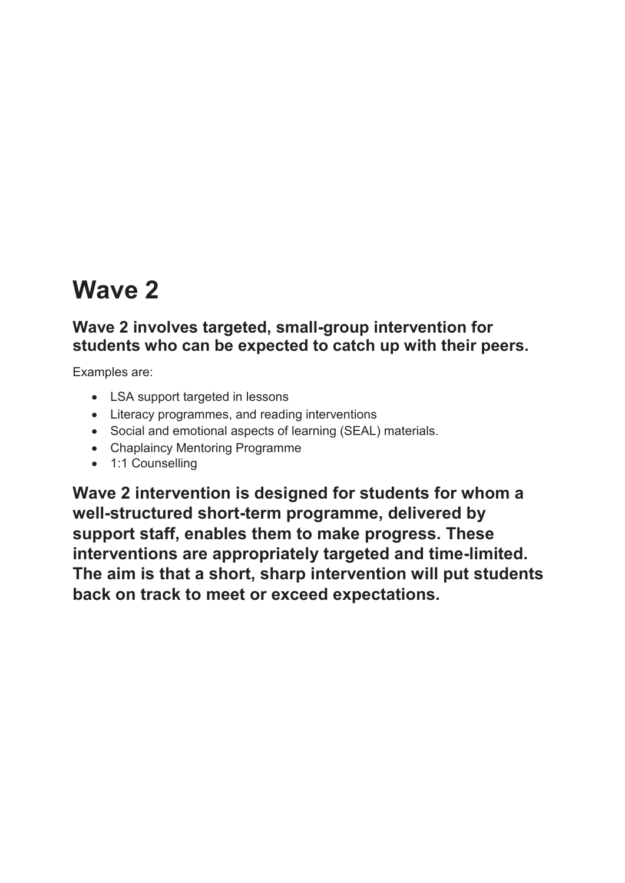# Wave 2

**Wave 2 involves targeted, small-group intervention for students who can be expected to catch up with their peers.**

Examples are:

- LSA support targeted in lessons
- Literacy programmes, and reading interventions
- Social and emotional aspects of learning (SEAL) materials.
- Chaplaincy Mentoring Programme
- 1:1 Counselling

**Wave 2 intervention is designed for students for whom a well-structured short-term programme, delivered by support staff, enables them to make progress. These interventions are appropriately targeted and time-limited. The aim is that a short, sharp intervention will put students back on track to meet or exceed expectations.**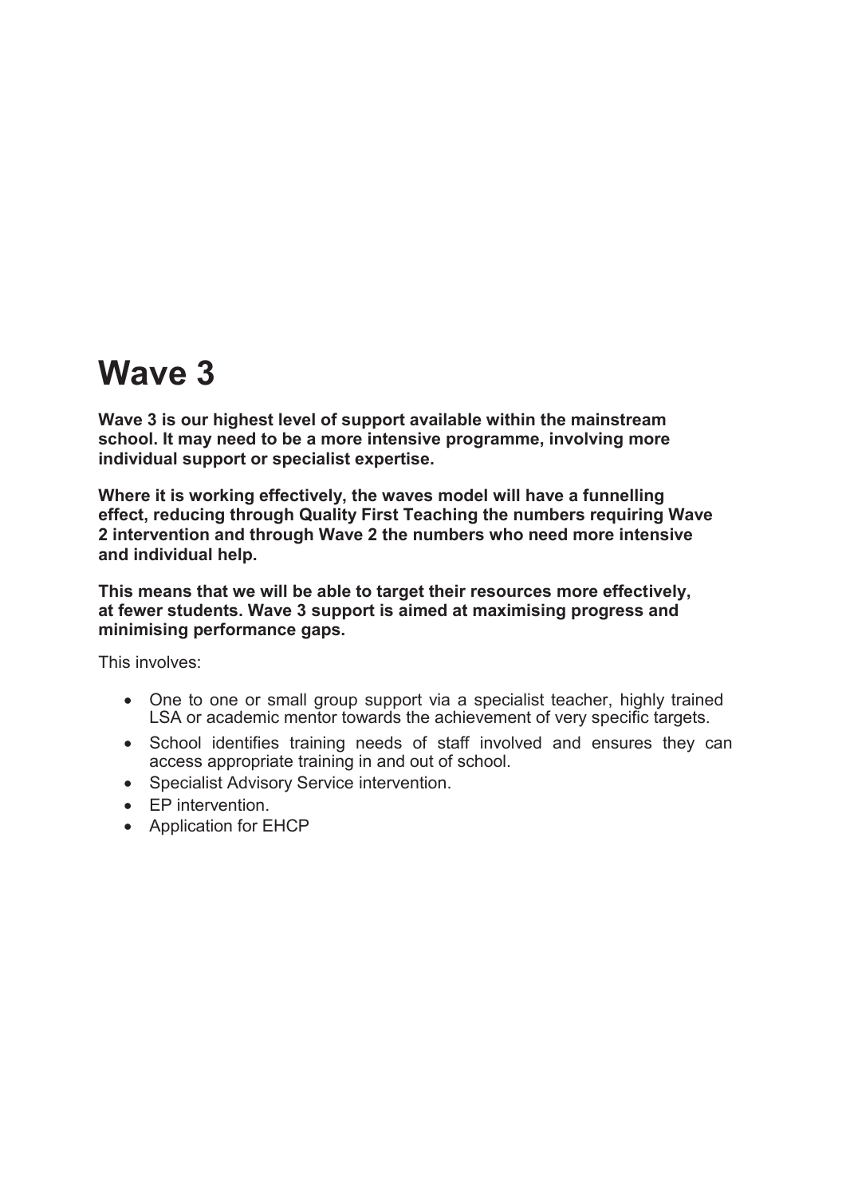# Wave 3

**Wave 3 is our highest level of support available within the mainstream school. It may need to be a more intensive programme, involving more individual support or specialist expertise.**

**Where it is working effectively, the waves model will have a funnelling effect, reducing through Quality First Teaching the numbers requiring Wave 2 intervention and through Wave 2 the numbers who need more intensive and individual help.**

**This means that we will be able to target their resources more effectively, at fewer students. Wave 3 support is aimed at maximising progress and minimising performance gaps.**

This involves:

- One to one or small group support via a specialist teacher, highly trained LSA or academic mentor towards the achievement of very specific targets.
- School identifies training needs of staff involved and ensures they can access appropriate training in and out of school.
- Specialist Advisory Service intervention.
- EP intervention.
- Application for EHCP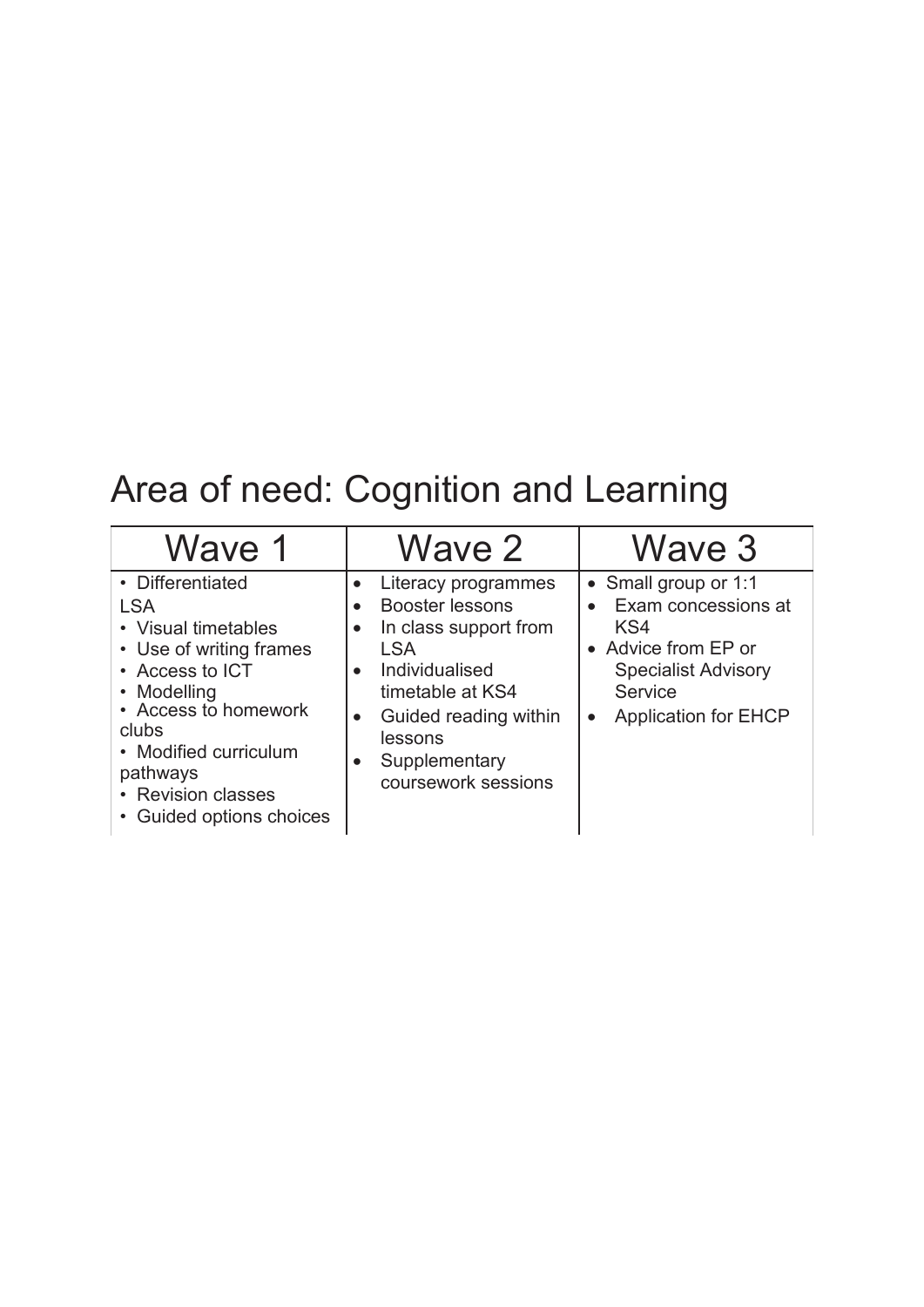# Area of need: Cognition and Learning

| Wave 1 | Wave 2 | Wave 3 |
| --- | --- | --- |
| • Differentiated<br>LSA<br>• Visual timetables<br>• Use of writing frames<br>• Access to ICT<br>• Modelling<br>• Access to homework clubs<br>• Modified curriculum pathways<br>• Revision classes<br>• Guided options choices | • Literacy programmes<br>• Booster lessons<br>• In class support from LSA<br>• Individualised timetable at KS4<br>• Guided reading within lessons<br>• Supplementary coursework sessions | • Small group or 1:1<br>• Exam concessions at KS4<br>• Advice from EP or Specialist Advisory Service<br>• Application for EHCP |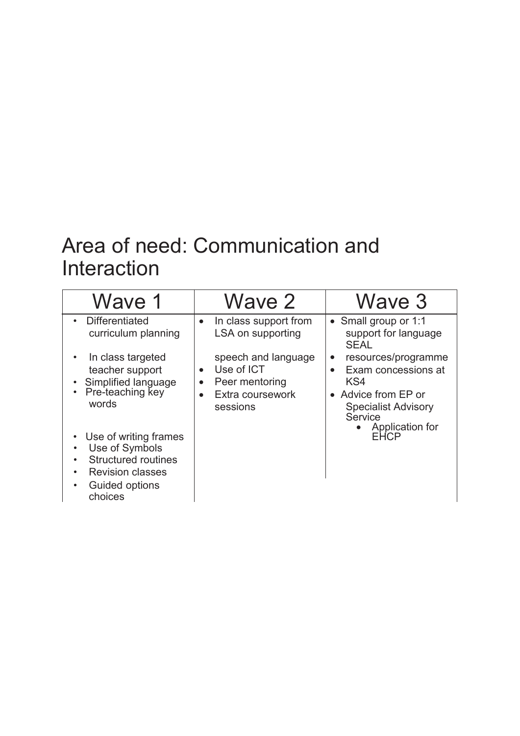# Area of need: Communication and Interaction

| Wave 1 | Wave 2 | Wave 3 |
|---|---|---|
| • Differentiated curriculum planning<br>• In class targeted teacher support<br>• Simplified language<br>• Pre-teaching key words<br>• Use of writing frames<br>• Use of Symbols<br>• Structured routines<br>• Revision classes<br>• Guided options choices | • In class support from LSA on supporting speech and language<br>• Use of ICT<br>• Peer mentoring<br>• Extra coursework sessions | • Small group or 1:1 support for language SEAL<br>• resources/programme<br>• Exam concessions at KS4<br>• Advice from EP or Specialist Advisory Service<br>• Application for EHCP |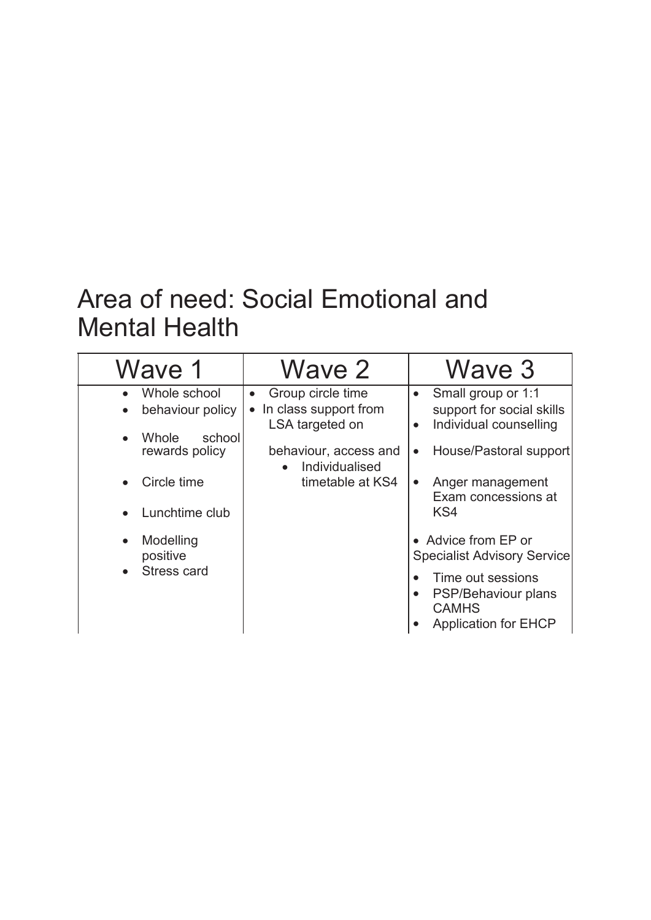# Area of need: Social Emotional and Mental Health

| Wave 1 | Wave 2 | Wave 3 |
|---|---|---|
| • Whole school<br>• behaviour policy<br>• Whole school rewards policy<br>• Circle time<br>• Lunchtime club<br>• Modelling positive<br>• Stress card | • Group circle time<br>• In class support from LSA targeted on behaviour, access and<br>• Individualised timetable at KS4 | • Small group or 1:1 support for social skills<br>• Individual counselling<br>• House/Pastoral support<br>• Anger management Exam concessions at KS4<br>• Advice from EP or Specialist Advisory Service<br>• Time out sessions<br>• PSP/Behaviour plans CAMHS<br>• Application for EHCP |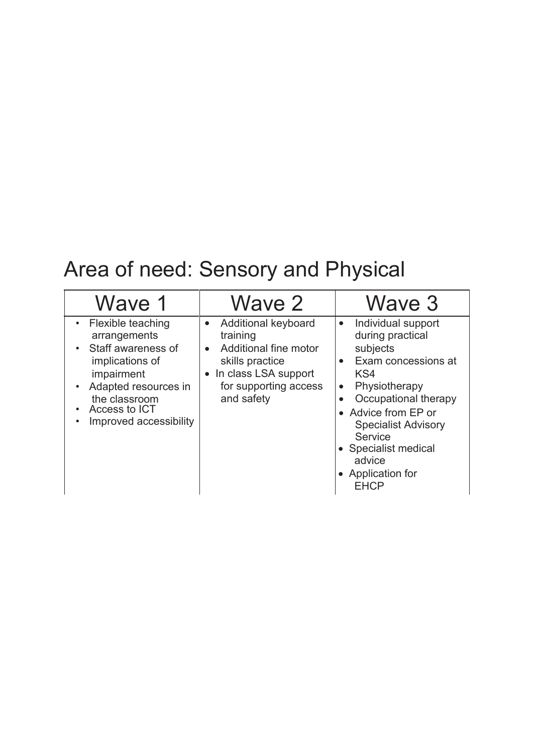# Area of need: Sensory and Physical

| Wave 1 | Wave 2 | Wave 3 |
|---|---|---|
| • Flexible teaching arrangements<br>• Staff awareness of implications of impairment<br>• Adapted resources in the classroom<br>• Access to ICT<br>• Improved accessibility | • Additional keyboard training<br>• Additional fine motor skills practice<br>• In class LSA support for supporting access and safety | • Individual support during practical subjects<br>• Exam concessions at KS4<br>• Physiotherapy<br>• Occupational therapy<br>• Advice from EP or Specialist Advisory Service<br>• Specialist medical advice<br>• Application for EHCP |